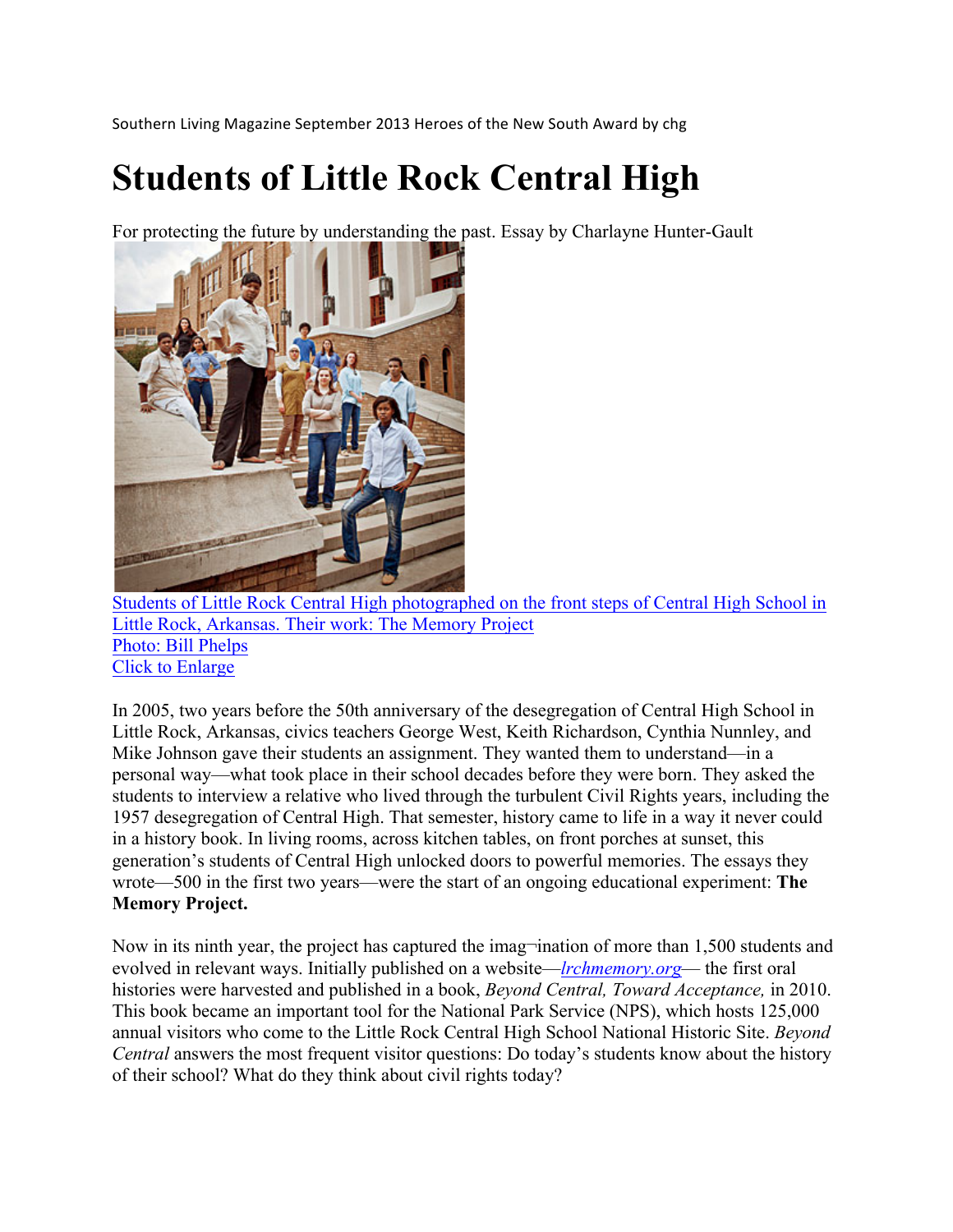Southern Living Magazine September 2013 Heroes of the New South Award by chg

# Students of Little Rock Central High

For protecting the future by understanding the past. Essay by Charlayne Hunter-Gault

Students of Little Rock Central High photographed on the front steps of Central High School in Little Rock, Arkansas. Their work: The Memory Project
Photo: Bill Phelps
Click to Enlarge

In 2005, two years before the 50th anniversary of the desegregation of Central High School in Little Rock, Arkansas, civics teachers George West, Keith Richardson, Cynthia Nunnley, and Mike Johnson gave their students an assignment. They wanted them to understand—in a personal way—what took place in their school decades before they were born. They asked the students to interview a relative who lived through the turbulent Civil Rights years, including the 1957 desegregation of Central High. That semester, history came to life in a way it never could in a history book. In living rooms, across kitchen tables, on front porches at sunset, this generation's students of Central High unlocked doors to powerful memories. The essays they wrote—500 in the first two years—were the start of an ongoing educational experiment: **The Memory Project.**

Now in its ninth year, the project has captured the imag¬ination of more than 1,500 students and evolved in relevant ways. Initially published on a website—*lrchmemory.org*— the first oral histories were harvested and published in a book, *Beyond Central, Toward Acceptance,* in 2010. This book became an important tool for the National Park Service (NPS), which hosts 125,000 annual visitors who come to the Little Rock Central High School National Historic Site. *Beyond Central* answers the most frequent visitor questions: Do today's students know about the history of their school? What do they think about civil rights today?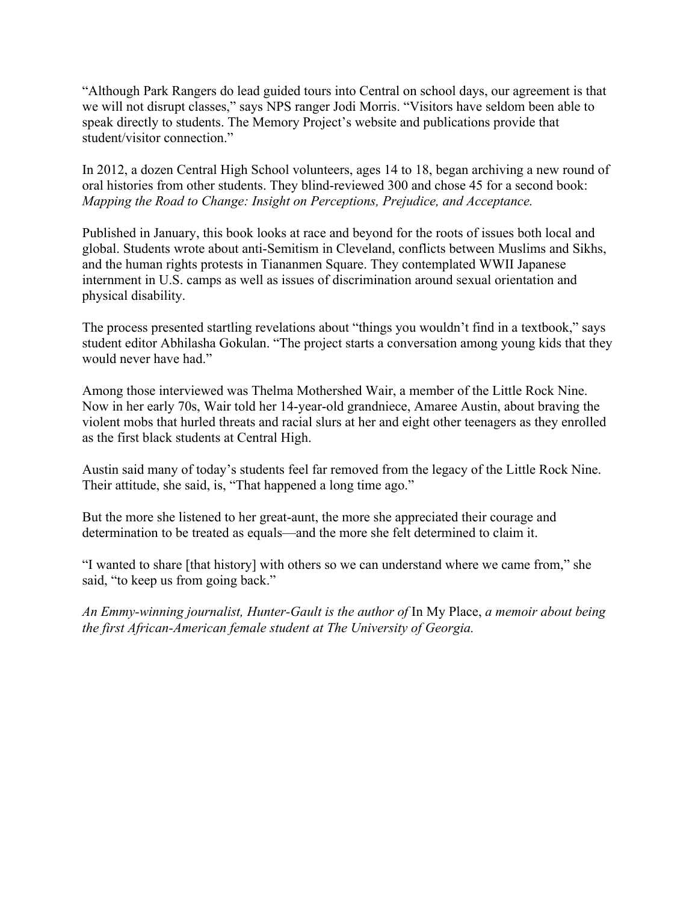"Although Park Rangers do lead guided tours into Central on school days, our agreement is that we will not disrupt classes," says NPS ranger Jodi Morris. "Visitors have seldom been able to speak directly to students. The Memory Project's website and publications provide that student/visitor connection."

In 2012, a dozen Central High School volunteers, ages 14 to 18, began archiving a new round of oral histories from other students. They blind-reviewed 300 and chose 45 for a second book: *Mapping the Road to Change: Insight on Perceptions, Prejudice, and Acceptance.*

Published in January, this book looks at race and beyond for the roots of issues both local and global. Students wrote about anti-Semitism in Cleveland, conflicts between Muslims and Sikhs, and the human rights protests in Tiananmen Square. They contemplated WWII Japanese internment in U.S. camps as well as issues of discrimination around sexual orientation and physical disability.

The process presented startling revelations about "things you wouldn't find in a textbook," says student editor Abhilasha Gokulan. "The project starts a conversation among young kids that they would never have had."

Among those interviewed was Thelma Mothershed Wair, a member of the Little Rock Nine. Now in her early 70s, Wair told her 14-year-old grandniece, Amaree Austin, about braving the violent mobs that hurled threats and racial slurs at her and eight other teenagers as they enrolled as the first black students at Central High.

Austin said many of today's students feel far removed from the legacy of the Little Rock Nine. Their attitude, she said, is, "That happened a long time ago."

But the more she listened to her great-aunt, the more she appreciated their courage and determination to be treated as equals—and the more she felt determined to claim it.

"I wanted to share [that history] with others so we can understand where we came from," she said, "to keep us from going back."

*An Emmy-winning journalist, Hunter-Gault is the author of* In My Place, *a memoir about being the first African-American female student at The University of Georgia.*